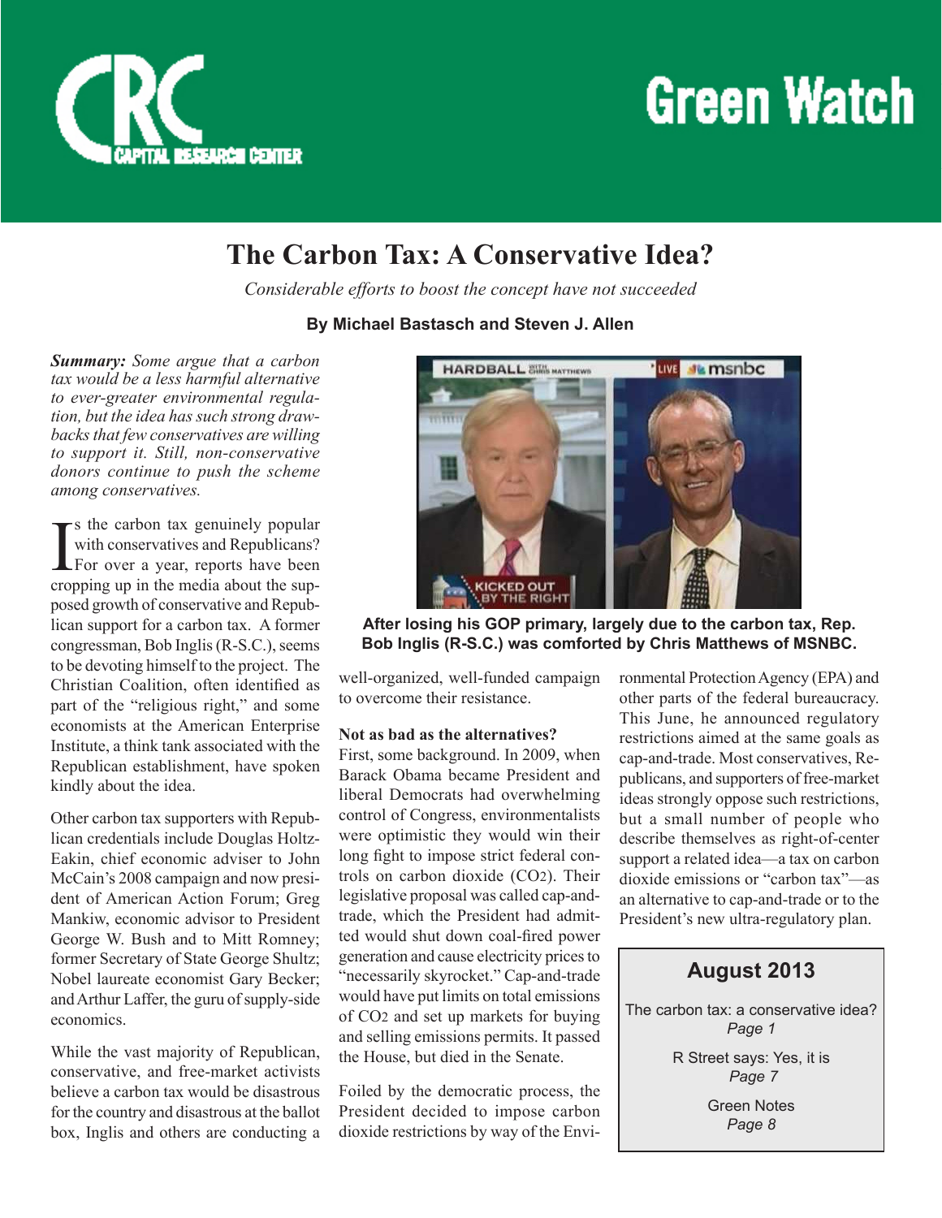# Green Watch

CRC Capital Research Center

## The Carbon Tax: A Conservative Idea?

*Considerable efforts to boost the concept have not succeeded*

**By Michael Bastasch and Steven J. Allen**

***Summary:** Some argue that a carbon tax would be a less harmful alternative to ever-greater environmental regulation, but the idea has such strong drawbacks that few conservatives are willing to support it. Still, non-conservative donors continue to push the scheme among conservatives.*

Is the carbon tax genuinely popular with conservatives and Republicans? For over a year, reports have been cropping up in the media about the supposed growth of conservative and Republican support for a carbon tax. A former congressman, Bob Inglis (R-S.C.), seems to be devoting himself to the project. The Christian Coalition, often identified as part of the "religious right," and some economists at the American Enterprise Institute, a think tank associated with the Republican establishment, have spoken kindly about the idea.

Other carbon tax supporters with Republican credentials include Douglas Holtz-Eakin, chief economic adviser to John McCain's 2008 campaign and now president of American Action Forum; Greg Mankiw, economic advisor to President George W. Bush and to Mitt Romney; former Secretary of State George Shultz; Nobel laureate economist Gary Becker; and Arthur Laffer, the guru of supply-side economics.

While the vast majority of Republican, conservative, and free-market activists believe a carbon tax would be disastrous for the country and disastrous at the ballot box, Inglis and others are conducting a well-organized, well-funded campaign to overcome their resistance.

**After losing his GOP primary, largely due to the carbon tax, Rep. Bob Inglis (R-S.C.) was comforted by Chris Matthews of MSNBC.**

### Not as bad as the alternatives?

First, some background. In 2009, when Barack Obama became President and liberal Democrats had overwhelming control of Congress, environmentalists were optimistic they would win their long fight to impose strict federal controls on carbon dioxide ($CO_2$). Their legislative proposal was called cap-and-trade, which the President had admitted would shut down coal-fired power generation and cause electricity prices to "necessarily skyrocket." Cap-and-trade would have put limits on total emissions of $CO_2$ and set up markets for buying and selling emissions permits. It passed the House, but died in the Senate.

Foiled by the democratic process, the President decided to impose carbon dioxide restrictions by way of the Environmental Protection Agency (EPA) and other parts of the federal bureaucracy. This June, he announced regulatory restrictions aimed at the same goals as cap-and-trade. Most conservatives, Republicans, and supporters of free-market ideas strongly oppose such restrictions, but a small number of people who describe themselves as right-of-center support a related idea—a tax on carbon dioxide emissions or "carbon tax"—as an alternative to cap-and-trade or to the President's new ultra-regulatory plan.

**August 2013**

The carbon tax: a conservative idea?
*Page 1*

R Street says: Yes, it is
*Page 7*

Green Notes
*Page 8*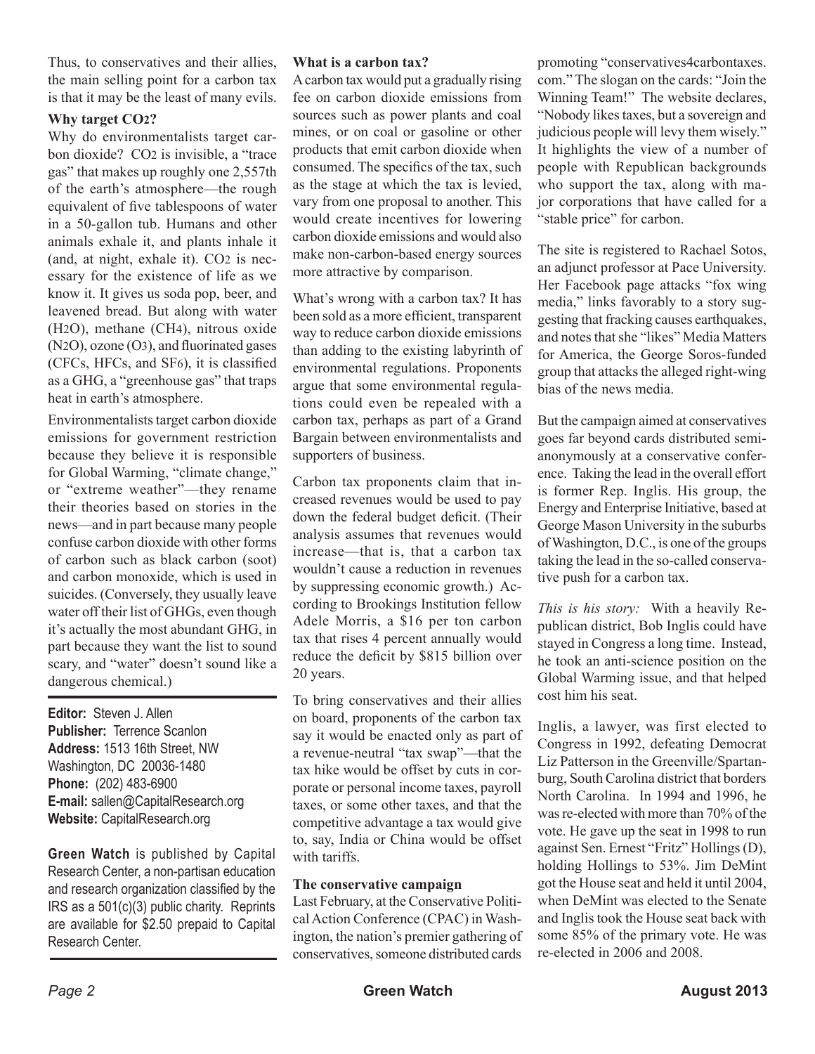Thus, to conservatives and their allies, the main selling point for a carbon tax is that it may be the least of many evils.

### Why target $CO_2$?

Why do environmentalists target carbon dioxide? $CO_2$ is invisible, a "trace gas" that makes up roughly one 2,557th of the earth's atmosphere—the rough equivalent of five tablespoons of water in a 50-gallon tub. Humans and other animals exhale it, and plants inhale it (and, at night, exhale it). $CO_2$ is necessary for the existence of life as we know it. It gives us soda pop, beer, and leavened bread. But along with water ($H_2O$), methane ($CH_4$), nitrous oxide ($N_2O$), ozone ($O_3$), and fluorinated gases (CFCs, HFCs, and $SF_6$), it is classified as a GHG, a "greenhouse gas" that traps heat in earth's atmosphere.

Environmentalists target carbon dioxide emissions for government restriction because they believe it is responsible for Global Warming, "climate change," or "extreme weather"—they rename their theories based on stories in the news—and in part because many people confuse carbon dioxide with other forms of carbon such as black carbon (soot) and carbon monoxide, which is used in suicides. (Conversely, they usually leave water off their list of GHGs, even though it's actually the most abundant GHG, in part because they want the list to sound scary, and "water" doesn't sound like a dangerous chemical.)

**Editor:** Steven J. Allen
**Publisher:** Terrence Scanlon
**Address:** 1513 16th Street, NW
Washington, DC 20036-1480
**Phone:** (202) 483-6900
**E-mail:** sallen@CapitalResearch.org
**Website:** CapitalResearch.org

**Green Watch** is published by Capital Research Center, a non-partisan education and research organization classified by the IRS as a 501(c)(3) public charity. Reprints are available for $2.50 prepaid to Capital Research Center.

### What is a carbon tax?

A carbon tax would put a gradually rising fee on carbon dioxide emissions from sources such as power plants and coal mines, or on coal or gasoline or other products that emit carbon dioxide when consumed. The specifics of the tax, such as the stage at which the tax is levied, vary from one proposal to another. This would create incentives for lowering carbon dioxide emissions and would also make non-carbon-based energy sources more attractive by comparison.

What's wrong with a carbon tax? It has been sold as a more efficient, transparent way to reduce carbon dioxide emissions than adding to the existing labyrinth of environmental regulations. Proponents argue that some environmental regulations could even be repealed with a carbon tax, perhaps as part of a Grand Bargain between environmentalists and supporters of business.

Carbon tax proponents claim that increased revenues would be used to pay down the federal budget deficit. (Their analysis assumes that revenues would increase—that is, that a carbon tax wouldn't cause a reduction in revenues by suppressing economic growth.) According to Brookings Institution fellow Adele Morris, a $16 per ton carbon tax that rises 4 percent annually would reduce the deficit by $815 billion over 20 years.

To bring conservatives and their allies on board, proponents of the carbon tax say it would be enacted only as part of a revenue-neutral "tax swap"—that the tax hike would be offset by cuts in corporate or personal income taxes, payroll taxes, or some other taxes, and that the competitive advantage a tax would give to, say, India or China would be offset with tariffs.

### The conservative campaign

Last February, at the Conservative Political Action Conference (CPAC) in Washington, the nation's premier gathering of conservatives, someone distributed cards promoting "conservatives4carbontaxes.com." The slogan on the cards: "Join the Winning Team!" The website declares, "Nobody likes taxes, but a sovereign and judicious people will levy them wisely." It highlights the view of a number of people with Republican backgrounds who support the tax, along with major corporations that have called for a "stable price" for carbon.

The site is registered to Rachael Sotos, an adjunct professor at Pace University. Her Facebook page attacks "fox wing media," links favorably to a story suggesting that fracking causes earthquakes, and notes that she "likes" Media Matters for America, the George Soros-funded group that attacks the alleged right-wing bias of the news media.

But the campaign aimed at conservatives goes far beyond cards distributed semi-anonymously at a conservative conference. Taking the lead in the overall effort is former Rep. Inglis. His group, the Energy and Enterprise Initiative, based at George Mason University in the suburbs of Washington, D.C., is one of the groups taking the lead in the so-called conservative push for a carbon tax.

*This is his story:* With a heavily Republican district, Bob Inglis could have stayed in Congress a long time. Instead, he took an anti-science position on the Global Warming issue, and that helped cost him his seat.

Inglis, a lawyer, was first elected to Congress in 1992, defeating Democrat Liz Patterson in the Greenville/Spartanburg, South Carolina district that borders North Carolina. In 1994 and 1996, he was re-elected with more than 70% of the vote. He gave up the seat in 1998 to run against Sen. Ernest "Fritz" Hollings (D), holding Hollings to 53%. Jim DeMint got the House seat and held it until 2004, when DeMint was elected to the Senate and Inglis took the House seat back with some 85% of the primary vote. He was re-elected in 2006 and 2008.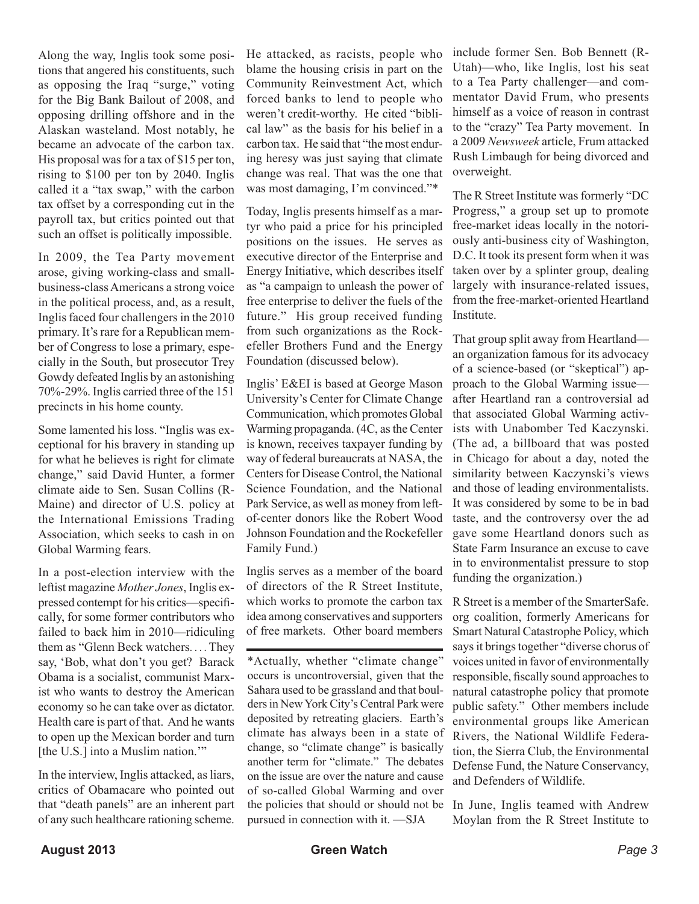Along the way, Inglis took some positions that angered his constituents, such as opposing the Iraq "surge," voting for the Big Bank Bailout of 2008, and opposing drilling offshore and in the Alaskan wasteland. Most notably, he became an advocate of the carbon tax. His proposal was for a tax of $15 per ton, rising to $100 per ton by 2040. Inglis called it a "tax swap," with the carbon tax offset by a corresponding cut in the payroll tax, but critics pointed out that such an offset is politically impossible.

In 2009, the Tea Party movement arose, giving working-class and small-business-class Americans a strong voice in the political process, and, as a result, Inglis faced four challengers in the 2010 primary. It's rare for a Republican member of Congress to lose a primary, especially in the South, but prosecutor Trey Gowdy defeated Inglis by an astonishing 70%-29%. Inglis carried three of the 151 precincts in his home county.

Some lamented his loss. "Inglis was exceptional for his bravery in standing up for what he believes is right for climate change," said David Hunter, a former climate aide to Sen. Susan Collins (R-Maine) and director of U.S. policy at the International Emissions Trading Association, which seeks to cash in on Global Warming fears.

In a post-election interview with the leftist magazine *Mother Jones*, Inglis expressed contempt for his critics—specifically, for some former contributors who failed to back him in 2010—ridiculing them as "Glenn Beck watchers. . . . They say, 'Bob, what don't you get? Barack Obama is a socialist, communist Marxist who wants to destroy the American economy so he can take over as dictator. Health care is part of that. And he wants to open up the Mexican border and turn [the U.S.] into a Muslim nation.'"

In the interview, Inglis attacked, as liars, critics of Obamacare who pointed out that "death panels" are an inherent part of any such healthcare rationing scheme. He attacked, as racists, people who blame the housing crisis in part on the Community Reinvestment Act, which forced banks to lend to people who weren't credit-worthy. He cited "biblical law" as the basis for his belief in a carbon tax. He said that "the most enduring heresy was just saying that climate change was real. That was the one that was most damaging, I'm convinced."*

Today, Inglis presents himself as a martyr who paid a price for his principled positions on the issues. He serves as executive director of the Enterprise and Energy Initiative, which describes itself as "a campaign to unleash the power of free enterprise to deliver the fuels of the future." His group received funding from such organizations as the Rockefeller Brothers Fund and the Energy Foundation (discussed below).

Inglis' E&EI is based at George Mason University's Center for Climate Change Communication, which promotes Global Warming propaganda. (4C, as the Center is known, receives taxpayer funding by way of federal bureaucrats at NASA, the Centers for Disease Control, the National Science Foundation, and the National Park Service, as well as money from left-of-center donors like the Robert Wood Johnson Foundation and the Rockefeller Family Fund.)

Inglis serves as a member of the board of directors of the R Street Institute, which works to promote the carbon tax idea among conservatives and supporters of free markets. Other board members include former Sen. Bob Bennett (R-Utah)—who, like Inglis, lost his seat to a Tea Party challenger—and commentator David Frum, who presents himself as a voice of reason in contrast to the "crazy" Tea Party movement. In a 2009 *Newsweek* article, Frum attacked Rush Limbaugh for being divorced and overweight.

The R Street Institute was formerly "DC Progress," a group set up to promote free-market ideas locally in the notoriously anti-business city of Washington, D.C. It took its present form when it was taken over by a splinter group, dealing largely with insurance-related issues, from the free-market-oriented Heartland Institute.

That group split away from Heartland—an organization famous for its advocacy of a science-based (or "skeptical") approach to the Global Warming issue—after Heartland ran a controversial ad that associated Global Warming activists with Unabomber Ted Kaczynski. (The ad, a billboard that was posted in Chicago for about a day, noted the similarity between Kaczynski's views and those of leading environmentalists. It was considered by some to be in bad taste, and the controversy over the ad gave some Heartland donors such as State Farm Insurance an excuse to cave in to environmentalist pressure to stop funding the organization.)

R Street is a member of the SmarterSafe.org coalition, formerly Americans for Smart Natural Catastrophe Policy, which says it brings together "diverse chorus of voices united in favor of environmentally responsible, fiscally sound approaches to natural catastrophe policy that promote public safety." Other members include environmental groups like American Rivers, the National Wildlife Federation, the Sierra Club, the Environmental Defense Fund, the Nature Conservancy, and Defenders of Wildlife.

In June, Inglis teamed with Andrew Moylan from the R Street Institute to

---

*Actually, whether "climate change" occurs is uncontroversial, given that the Sahara used to be grassland and that boulders in New York City's Central Park were deposited by retreating glaciers. Earth's climate has always been in a state of change, so "climate change" is basically another term for "climate." The debates on the issue are over the nature and cause of so-called Global Warming and over the policies that should or should not be pursued in connection with it. —SJA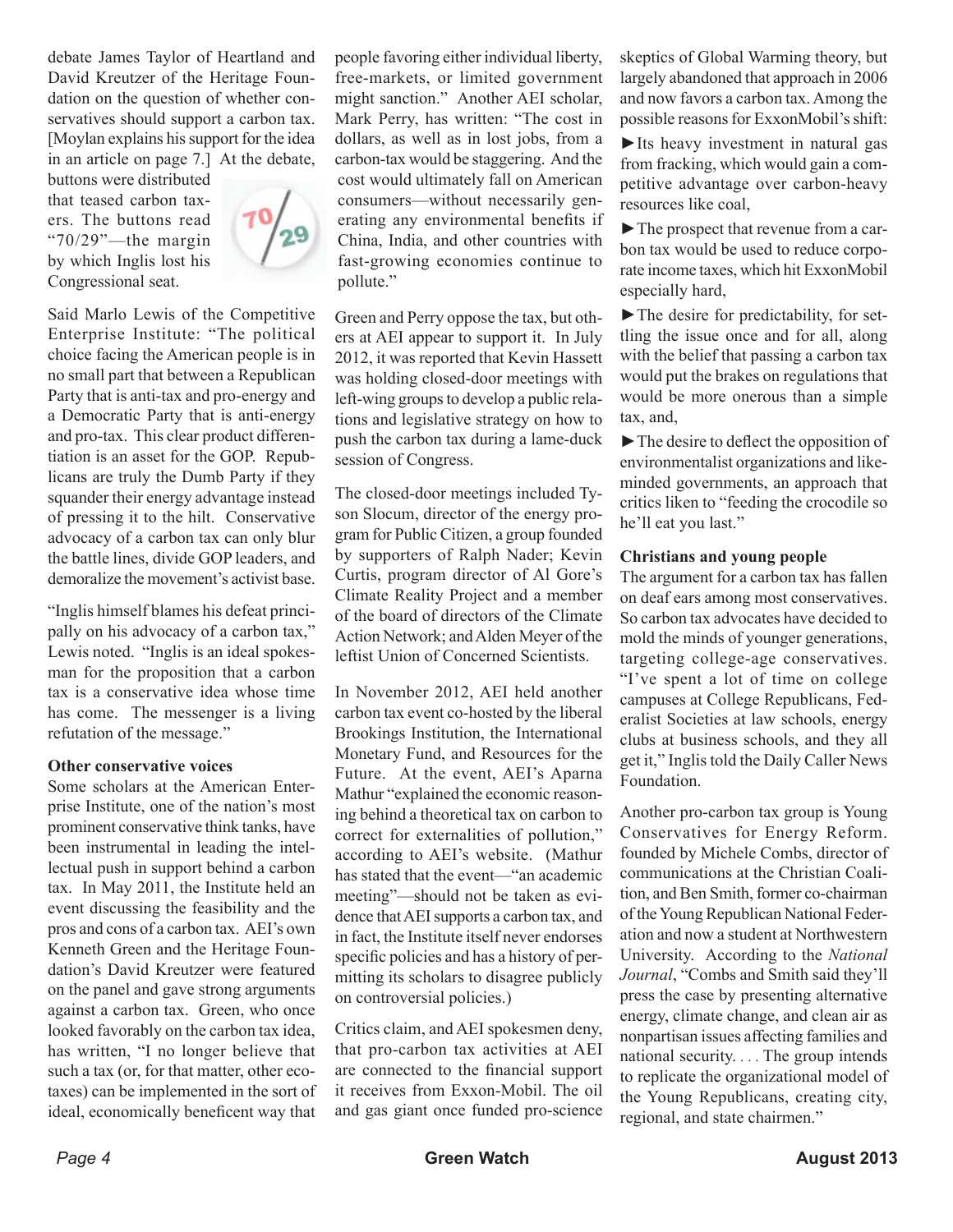debate James Taylor of Heartland and David Kreutzer of the Heritage Foundation on the question of whether conservatives should support a carbon tax. [Moylan explains his support for the idea in an article on page 7.] At the debate, buttons were distributed that teased carbon taxers. The buttons read "70/29"—the margin by which Inglis lost his Congressional seat.

Said Marlo Lewis of the Competitive Enterprise Institute: "The political choice facing the American people is in no small part that between a Republican Party that is anti-tax and pro-energy and a Democratic Party that is anti-energy and pro-tax. This clear product differentiation is an asset for the GOP. Republicans are truly the Dumb Party if they squander their energy advantage instead of pressing it to the hilt. Conservative advocacy of a carbon tax can only blur the battle lines, divide GOP leaders, and demoralize the movement's activist base.

"Inglis himself blames his defeat principally on his advocacy of a carbon tax," Lewis noted. "Inglis is an ideal spokesman for the proposition that a carbon tax is a conservative idea whose time has come. The messenger is a living refutation of the message."

**Other conservative voices**

Some scholars at the American Enterprise Institute, one of the nation's most prominent conservative think tanks, have been instrumental in leading the intellectual push in support behind a carbon tax. In May 2011, the Institute held an event discussing the feasibility and the pros and cons of a carbon tax. AEI's own Kenneth Green and the Heritage Foundation's David Kreutzer were featured on the panel and gave strong arguments against a carbon tax. Green, who once looked favorably on the carbon tax idea, has written, "I no longer believe that such a tax (or, for that matter, other eco-taxes) can be implemented in the sort of ideal, economically beneficent way that people favoring either individual liberty, free-markets, or limited government might sanction." Another AEI scholar, Mark Perry, has written: "The cost in dollars, as well as in lost jobs, from a carbon-tax would be staggering. And the cost would ultimately fall on American consumers—without necessarily generating any environmental benefits if China, India, and other countries with fast-growing economies continue to pollute."

Green and Perry oppose the tax, but others at AEI appear to support it. In July 2012, it was reported that Kevin Hassett was holding closed-door meetings with left-wing groups to develop a public relations and legislative strategy on how to push the carbon tax during a lame-duck session of Congress.

The closed-door meetings included Tyson Slocum, director of the energy program for Public Citizen, a group founded by supporters of Ralph Nader; Kevin Curtis, program director of Al Gore's Climate Reality Project and a member of the board of directors of the Climate Action Network; and Alden Meyer of the leftist Union of Concerned Scientists.

In November 2012, AEI held another carbon tax event co-hosted by the liberal Brookings Institution, the International Monetary Fund, and Resources for the Future. At the event, AEI's Aparna Mathur "explained the economic reasoning behind a theoretical tax on carbon to correct for externalities of pollution," according to AEI's website. (Mathur has stated that the event—"an academic meeting"—should not be taken as evidence that AEI supports a carbon tax, and in fact, the Institute itself never endorses specific policies and has a history of permitting its scholars to disagree publicly on controversial policies.)

Critics claim, and AEI spokesmen deny, that pro-carbon tax activities at AEI are connected to the financial support it receives from Exxon-Mobil. The oil and gas giant once funded pro-science skeptics of Global Warming theory, but largely abandoned that approach in 2006 and now favors a carbon tax. Among the possible reasons for ExxonMobil's shift:

►Its heavy investment in natural gas from fracking, which would gain a competitive advantage over carbon-heavy resources like coal,

►The prospect that revenue from a carbon tax would be used to reduce corporate income taxes, which hit ExxonMobil especially hard,

►The desire for predictability, for settling the issue once and for all, along with the belief that passing a carbon tax would put the brakes on regulations that would be more onerous than a simple tax, and,

►The desire to deflect the opposition of environmentalist organizations and like-minded governments, an approach that critics liken to "feeding the crocodile so he'll eat you last."

**Christians and young people**

The argument for a carbon tax has fallen on deaf ears among most conservatives. So carbon tax advocates have decided to mold the minds of younger generations, targeting college-age conservatives. "I've spent a lot of time on college campuses at College Republicans, Federalist Societies at law schools, energy clubs at business schools, and they all get it," Inglis told the Daily Caller News Foundation.

Another pro-carbon tax group is Young Conservatives for Energy Reform, founded by Michele Combs, director of communications at the Christian Coalition, and Ben Smith, former co-chairman of the Young Republican National Federation and now a student at Northwestern University. According to the *National Journal*, "Combs and Smith said they'll press the case by presenting alternative energy, climate change, and clean air as nonpartisan issues affecting families and national security. . . . The group intends to replicate the organizational model of the Young Republicans, creating city, regional, and state chairmen."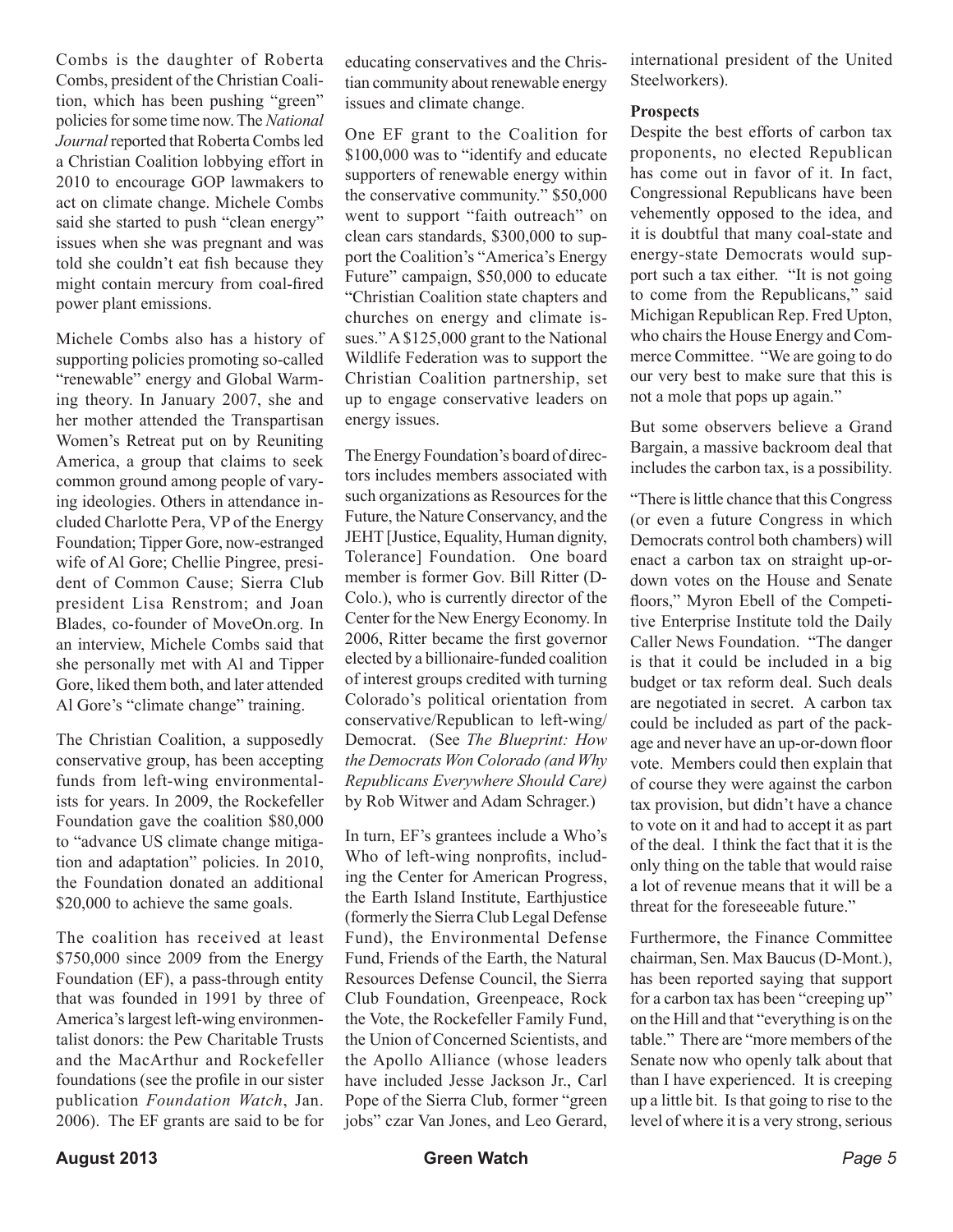Combs is the daughter of Roberta Combs, president of the Christian Coalition, which has been pushing "green" policies for some time now. The *National Journal* reported that Roberta Combs led a Christian Coalition lobbying effort in 2010 to encourage GOP lawmakers to act on climate change. Michele Combs said she started to push "clean energy" issues when she was pregnant and was told she couldn't eat fish because they might contain mercury from coal-fired power plant emissions.

Michele Combs also has a history of supporting policies promoting so-called "renewable" energy and Global Warming theory. In January 2007, she and her mother attended the Transpartisan Women's Retreat put on by Reuniting America, a group that claims to seek common ground among people of varying ideologies. Others in attendance included Charlotte Pera, VP of the Energy Foundation; Tipper Gore, now-estranged wife of Al Gore; Chellie Pingree, president of Common Cause; Sierra Club president Lisa Renstrom; and Joan Blades, co-founder of MoveOn.org. In an interview, Michele Combs said that she personally met with Al and Tipper Gore, liked them both, and later attended Al Gore's "climate change" training.

The Christian Coalition, a supposedly conservative group, has been accepting funds from left-wing environmentalists for years. In 2009, the Rockefeller Foundation gave the coalition $80,000 to "advance US climate change mitigation and adaptation" policies. In 2010, the Foundation donated an additional $20,000 to achieve the same goals.

The coalition has received at least $750,000 since 2009 from the Energy Foundation (EF), a pass-through entity that was founded in 1991 by three of America's largest left-wing environmentalist donors: the Pew Charitable Trusts and the MacArthur and Rockefeller foundations (see the profile in our sister publication *Foundation Watch*, Jan. 2006). The EF grants are said to be for educating conservatives and the Christian community about renewable energy issues and climate change.

One EF grant to the Coalition for $100,000 was to "identify and educate supporters of renewable energy within the conservative community." $50,000 went to support "faith outreach" on clean cars standards, $300,000 to support the Coalition's "America's Energy Future" campaign, $50,000 to educate "Christian Coalition state chapters and churches on energy and climate issues." A $125,000 grant to the National Wildlife Federation was to support the Christian Coalition partnership, set up to engage conservative leaders on energy issues.

The Energy Foundation's board of directors includes members associated with such organizations as Resources for the Future, the Nature Conservancy, and the JEHT [Justice, Equality, Human dignity, Tolerance] Foundation. One board member is former Gov. Bill Ritter (D-Colo.), who is currently director of the Center for the New Energy Economy. In 2006, Ritter became the first governor elected by a billionaire-funded coalition of interest groups credited with turning Colorado's political orientation from conservative/Republican to left-wing/Democrat. (See *The Blueprint: How the Democrats Won Colorado (and Why Republicans Everywhere Should Care)* by Rob Witwer and Adam Schrager.)

In turn, EF's grantees include a Who's Who of left-wing nonprofits, including the Center for American Progress, the Earth Island Institute, Earthjustice (formerly the Sierra Club Legal Defense Fund), the Environmental Defense Fund, Friends of the Earth, the Natural Resources Defense Council, the Sierra Club Foundation, Greenpeace, Rock the Vote, the Rockefeller Family Fund, the Union of Concerned Scientists, and the Apollo Alliance (whose leaders have included Jesse Jackson Jr., Carl Pope of the Sierra Club, former "green jobs" czar Van Jones, and Leo Gerard, international president of the United Steelworkers).

**Prospects**

Despite the best efforts of carbon tax proponents, no elected Republican has come out in favor of it. In fact, Congressional Republicans have been vehemently opposed to the idea, and it is doubtful that many coal-state and energy-state Democrats would support such a tax either. "It is not going to come from the Republicans," said Michigan Republican Rep. Fred Upton, who chairs the House Energy and Commerce Committee. "We are going to do our very best to make sure that this is not a mole that pops up again."

But some observers believe a Grand Bargain, a massive backroom deal that includes the carbon tax, is a possibility.

"There is little chance that this Congress (or even a future Congress in which Democrats control both chambers) will enact a carbon tax on straight up-or-down votes on the House and Senate floors," Myron Ebell of the Competitive Enterprise Institute told the Daily Caller News Foundation. "The danger is that it could be included in a big budget or tax reform deal. Such deals are negotiated in secret. A carbon tax could be included as part of the package and never have an up-or-down floor vote. Members could then explain that of course they were against the carbon tax provision, but didn't have a chance to vote on it and had to accept it as part of the deal. I think the fact that it is the only thing on the table that would raise a lot of revenue means that it will be a threat for the foreseeable future."

Furthermore, the Finance Committee chairman, Sen. Max Baucus (D-Mont.), has been reported saying that support for a carbon tax has been "creeping up" on the Hill and that "everything is on the table." There are "more members of the Senate now who openly talk about that than I have experienced. It is creeping up a little bit. Is that going to rise to the level of where it is a very strong, serious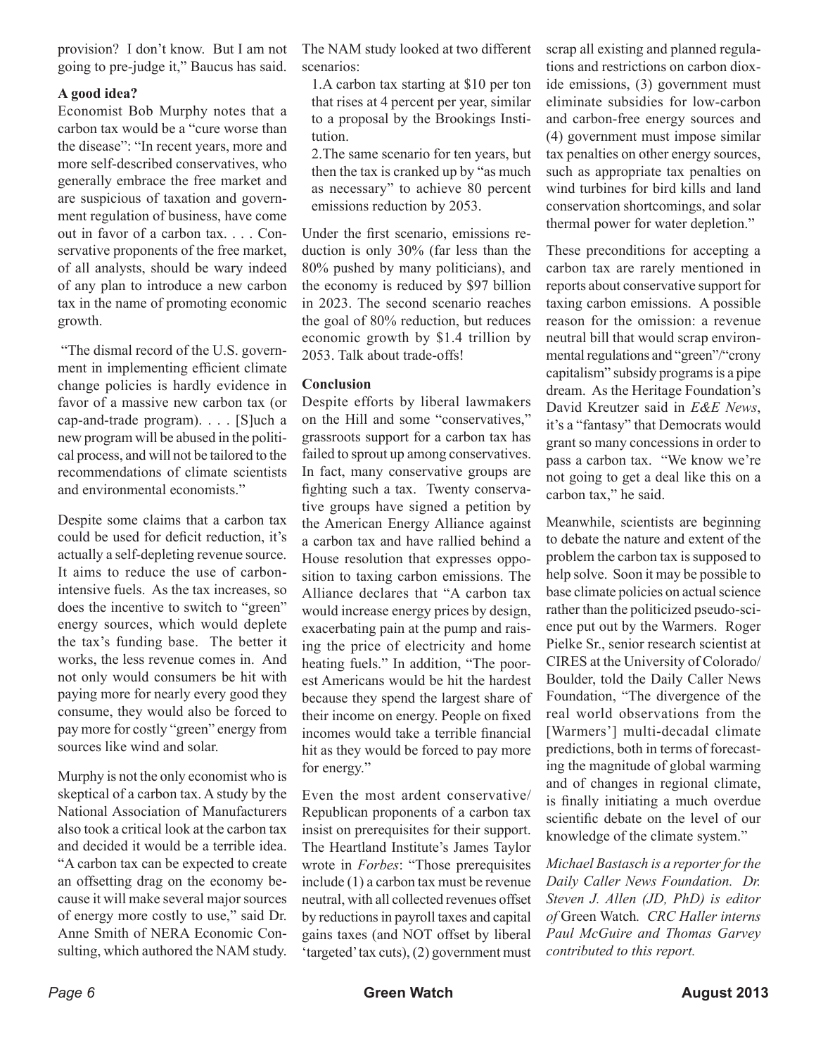provision? I don't know. But I am not going to pre-judge it," Baucus has said.

**A good idea?**

Economist Bob Murphy notes that a carbon tax would be a "cure worse than the disease": "In recent years, more and more self-described conservatives, who generally embrace the free market and are suspicious of taxation and government regulation of business, have come out in favor of a carbon tax. . . . Conservative proponents of the free market, of all analysts, should be wary indeed of any plan to introduce a new carbon tax in the name of promoting economic growth.

"The dismal record of the U.S. government in implementing efficient climate change policies is hardly evidence in favor of a massive new carbon tax (or cap-and-trade program). . . . [S]uch a new program will be abused in the political process, and will not be tailored to the recommendations of climate scientists and environmental economists."

Despite some claims that a carbon tax could be used for deficit reduction, it's actually a self-depleting revenue source. It aims to reduce the use of carbon-intensive fuels. As the tax increases, so does the incentive to switch to "green" energy sources, which would deplete the tax's funding base. The better it works, the less revenue comes in. And not only would consumers be hit with paying more for nearly every good they consume, they would also be forced to pay more for costly "green" energy from sources like wind and solar.

Murphy is not the only economist who is skeptical of a carbon tax. A study by the National Association of Manufacturers also took a critical look at the carbon tax and decided it would be a terrible idea. "A carbon tax can be expected to create an offsetting drag on the economy because it will make several major sources of energy more costly to use," said Dr. Anne Smith of NERA Economic Consulting, which authored the NAM study. The NAM study looked at two different scenarios:

1. A carbon tax starting at $10 per ton that rises at 4 percent per year, similar to a proposal by the Brookings Institution.
2. The same scenario for ten years, but then the tax is cranked up by "as much as necessary" to achieve 80 percent emissions reduction by 2053.

Under the first scenario, emissions reduction is only 30% (far less than the 80% pushed by many politicians), and the economy is reduced by $97 billion in 2023. The second scenario reaches the goal of 80% reduction, but reduces economic growth by $1.4 trillion by 2053. Talk about trade-offs!

**Conclusion**

Despite efforts by liberal lawmakers on the Hill and some "conservatives," grassroots support for a carbon tax has failed to sprout up among conservatives. In fact, many conservative groups are fighting such a tax. Twenty conservative groups have signed a petition by the American Energy Alliance against a carbon tax and have rallied behind a House resolution that expresses opposition to taxing carbon emissions. The Alliance declares that "A carbon tax would increase energy prices by design, exacerbating pain at the pump and raising the price of electricity and home heating fuels." In addition, "The poorest Americans would be hit the hardest because they spend the largest share of their income on energy. People on fixed incomes would take a terrible financial hit as they would be forced to pay more for energy."

Even the most ardent conservative/Republican proponents of a carbon tax insist on prerequisites for their support. The Heartland Institute's James Taylor wrote in *Forbes*: "Those prerequisites include (1) a carbon tax must be revenue neutral, with all collected revenues offset by reductions in payroll taxes and capital gains taxes (and NOT offset by liberal 'targeted' tax cuts), (2) government must scrap all existing and planned regulations and restrictions on carbon dioxide emissions, (3) government must eliminate subsidies for low-carbon and carbon-free energy sources and (4) government must impose similar tax penalties on other energy sources, such as appropriate tax penalties on wind turbines for bird kills and land conservation shortcomings, and solar thermal power for water depletion."

These preconditions for accepting a carbon tax are rarely mentioned in reports about conservative support for taxing carbon emissions. A possible reason for the omission: a revenue neutral bill that would scrap environmental regulations and "green"/"crony capitalism" subsidy programs is a pipe dream. As the Heritage Foundation's David Kreutzer said in *E&E News*, it's a "fantasy" that Democrats would grant so many concessions in order to pass a carbon tax. "We know we're not going to get a deal like this on a carbon tax," he said.

Meanwhile, scientists are beginning to debate the nature and extent of the problem the carbon tax is supposed to help solve. Soon it may be possible to base climate policies on actual science rather than the politicized pseudo-science put out by the Warmers. Roger Pielke Sr., senior research scientist at CIRES at the University of Colorado/Boulder, told the Daily Caller News Foundation, "The divergence of the real world observations from the [Warmers'] multi-decadal climate predictions, both in terms of forecasting the magnitude of global warming and of changes in regional climate, is finally initiating a much overdue scientific debate on the level of our knowledge of the climate system."

*Michael Bastasch is a reporter for the Daily Caller News Foundation. Dr. Steven J. Allen (JD, PhD) is editor of* Green Watch*. CRC Haller interns Paul McGuire and Thomas Garvey contributed to this report.*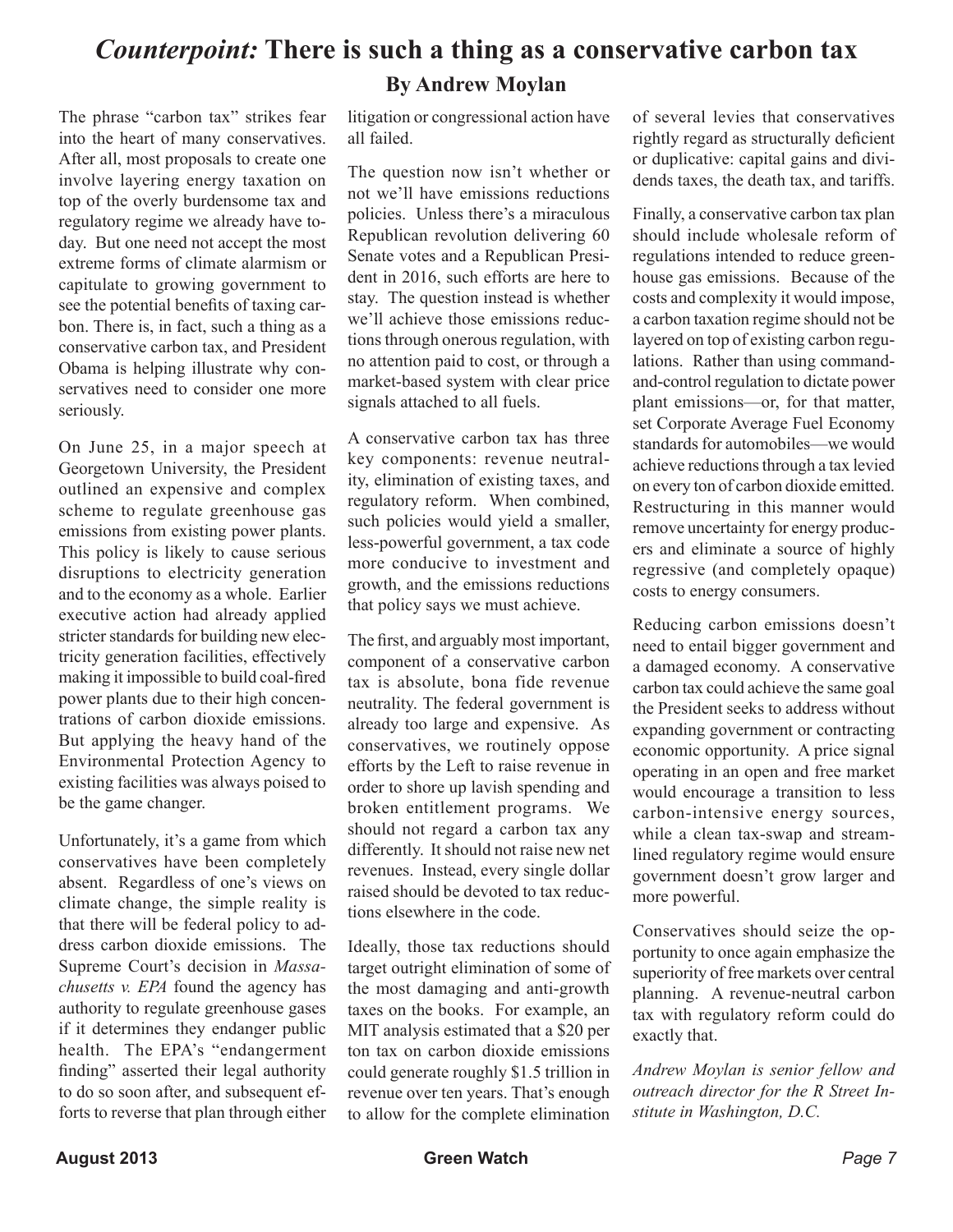# *Counterpoint:* There is such a thing as a conservative carbon tax

## By Andrew Moylan

The phrase "carbon tax" strikes fear into the heart of many conservatives. After all, most proposals to create one involve layering energy taxation on top of the overly burdensome tax and regulatory regime we already have today. But one need not accept the most extreme forms of climate alarmism or capitulate to growing government to see the potential benefits of taxing carbon. There is, in fact, such a thing as a conservative carbon tax, and President Obama is helping illustrate why conservatives need to consider one more seriously.

On June 25, in a major speech at Georgetown University, the President outlined an expensive and complex scheme to regulate greenhouse gas emissions from existing power plants. This policy is likely to cause serious disruptions to electricity generation and to the economy as a whole. Earlier executive action had already applied stricter standards for building new electricity generation facilities, effectively making it impossible to build coal-fired power plants due to their high concentrations of carbon dioxide emissions. But applying the heavy hand of the Environmental Protection Agency to existing facilities was always poised to be the game changer.

Unfortunately, it's a game from which conservatives have been completely absent. Regardless of one's views on climate change, the simple reality is that there will be federal policy to address carbon dioxide emissions. The Supreme Court's decision in *Massachusetts v. EPA* found the agency has authority to regulate greenhouse gases if it determines they endanger public health. The EPA's "endangerment finding" asserted their legal authority to do so soon after, and subsequent efforts to reverse that plan through either litigation or congressional action have all failed.

The question now isn't whether or not we'll have emissions reductions policies. Unless there's a miraculous Republican revolution delivering 60 Senate votes and a Republican President in 2016, such efforts are here to stay. The question instead is whether we'll achieve those emissions reductions through onerous regulation, with no attention paid to cost, or through a market-based system with clear price signals attached to all fuels.

A conservative carbon tax has three key components: revenue neutrality, elimination of existing taxes, and regulatory reform. When combined, such policies would yield a smaller, less-powerful government, a tax code more conducive to investment and growth, and the emissions reductions that policy says we must achieve.

The first, and arguably most important, component of a conservative carbon tax is absolute, bona fide revenue neutrality. The federal government is already too large and expensive. As conservatives, we routinely oppose efforts by the Left to raise revenue in order to shore up lavish spending and broken entitlement programs. We should not regard a carbon tax any differently. It should not raise new net revenues. Instead, every single dollar raised should be devoted to tax reductions elsewhere in the code.

Ideally, those tax reductions should target outright elimination of some of the most damaging and anti-growth taxes on the books. For example, an MIT analysis estimated that a $20 per ton tax on carbon dioxide emissions could generate roughly $1.5 trillion in revenue over ten years. That's enough to allow for the complete elimination of several levies that conservatives rightly regard as structurally deficient or duplicative: capital gains and dividends taxes, the death tax, and tariffs.

Finally, a conservative carbon tax plan should include wholesale reform of regulations intended to reduce greenhouse gas emissions. Because of the costs and complexity it would impose, a carbon taxation regime should not be layered on top of existing carbon regulations. Rather than using command-and-control regulation to dictate power plant emissions—or, for that matter, set Corporate Average Fuel Economy standards for automobiles—we would achieve reductions through a tax levied on every ton of carbon dioxide emitted. Restructuring in this manner would remove uncertainty for energy producers and eliminate a source of highly regressive (and completely opaque) costs to energy consumers.

Reducing carbon emissions doesn't need to entail bigger government and a damaged economy. A conservative carbon tax could achieve the same goal the President seeks to address without expanding government or contracting economic opportunity. A price signal operating in an open and free market would encourage a transition to less carbon-intensive energy sources, while a clean tax-swap and streamlined regulatory regime would ensure government doesn't grow larger and more powerful.

Conservatives should seize the opportunity to once again emphasize the superiority of free markets over central planning. A revenue-neutral carbon tax with regulatory reform could do exactly that.

*Andrew Moylan is senior fellow and outreach director for the R Street Institute in Washington, D.C.*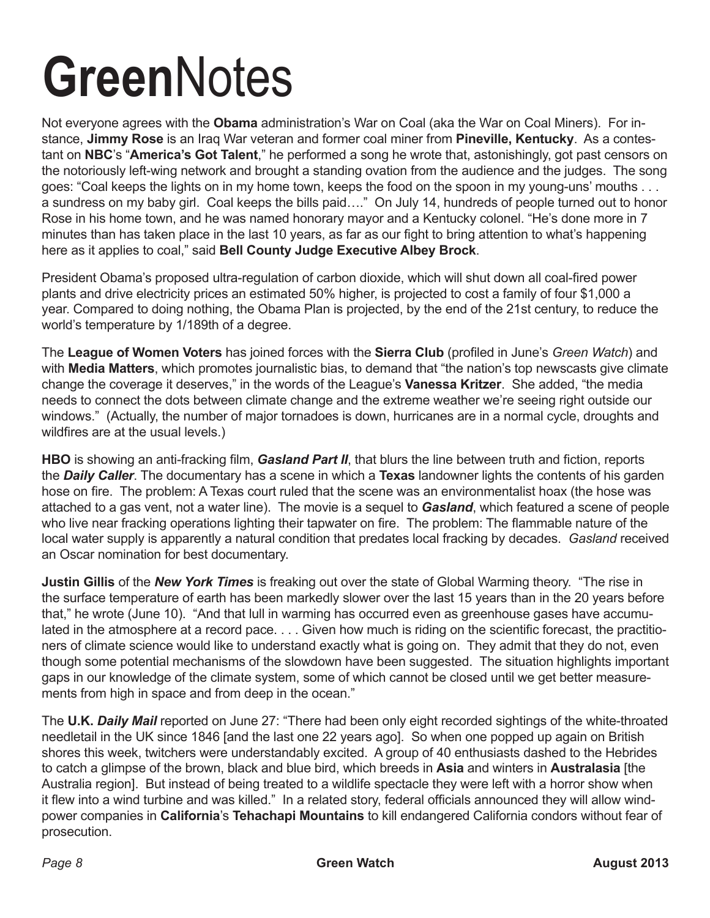# **Green**Notes

Not everyone agrees with the **Obama** administration's War on Coal (aka the War on Coal Miners). For instance, **Jimmy Rose** is an Iraq War veteran and former coal miner from **Pineville, Kentucky**. As a contestant on **NBC**'s "**America's Got Talent**," he performed a song he wrote that, astonishingly, got past censors on the notoriously left-wing network and brought a standing ovation from the audience and the judges. The song goes: "Coal keeps the lights on in my home town, keeps the food on the spoon in my young-uns' mouths . . . a sundress on my baby girl. Coal keeps the bills paid…." On July 14, hundreds of people turned out to honor Rose in his home town, and he was named honorary mayor and a Kentucky colonel. "He's done more in 7 minutes than has taken place in the last 10 years, as far as our fight to bring attention to what's happening here as it applies to coal," said **Bell County Judge Executive Albey Brock**.

President Obama's proposed ultra-regulation of carbon dioxide, which will shut down all coal-fired power plants and drive electricity prices an estimated 50% higher, is projected to cost a family of four $1,000 a year. Compared to doing nothing, the Obama Plan is projected, by the end of the 21st century, to reduce the world's temperature by 1/189th of a degree.

The **League of Women Voters** has joined forces with the **Sierra Club** (profiled in June's *Green Watch*) and with **Media Matters**, which promotes journalistic bias, to demand that "the nation's top newscasts give climate change the coverage it deserves," in the words of the League's **Vanessa Kritzer**. She added, "the media needs to connect the dots between climate change and the extreme weather we're seeing right outside our windows." (Actually, the number of major tornadoes is down, hurricanes are in a normal cycle, droughts and wildfires are at the usual levels.)

**HBO** is showing an anti-fracking film, ***Gasland Part II***, that blurs the line between truth and fiction, reports the ***Daily Caller***. The documentary has a scene in which a **Texas** landowner lights the contents of his garden hose on fire. The problem: A Texas court ruled that the scene was an environmentalist hoax (the hose was attached to a gas vent, not a water line). The movie is a sequel to ***Gasland***, which featured a scene of people who live near fracking operations lighting their tapwater on fire. The problem: The flammable nature of the local water supply is apparently a natural condition that predates local fracking by decades. *Gasland* received an Oscar nomination for best documentary.

**Justin Gillis** of the ***New York Times*** is freaking out over the state of Global Warming theory. "The rise in the surface temperature of earth has been markedly slower over the last 15 years than in the 20 years before that," he wrote (June 10). "And that lull in warming has occurred even as greenhouse gases have accumulated in the atmosphere at a record pace. . . . Given how much is riding on the scientific forecast, the practitioners of climate science would like to understand exactly what is going on. They admit that they do not, even though some potential mechanisms of the slowdown have been suggested. The situation highlights important gaps in our knowledge of the climate system, some of which cannot be closed until we get better measurements from high in space and from deep in the ocean."

The **U.K. *Daily Mail*** reported on June 27: "There had been only eight recorded sightings of the white-throated needletail in the UK since 1846 [and the last one 22 years ago]. So when one popped up again on British shores this week, twitchers were understandably excited. A group of 40 enthusiasts dashed to the Hebrides to catch a glimpse of the brown, black and blue bird, which breeds in **Asia** and winters in **Australasia** [the Australia region]. But instead of being treated to a wildlife spectacle they were left with a horror show when it flew into a wind turbine and was killed." In a related story, federal officials announced they will allow wind-power companies in **California**'s **Tehachapi Mountains** to kill endangered California condors without fear of prosecution.